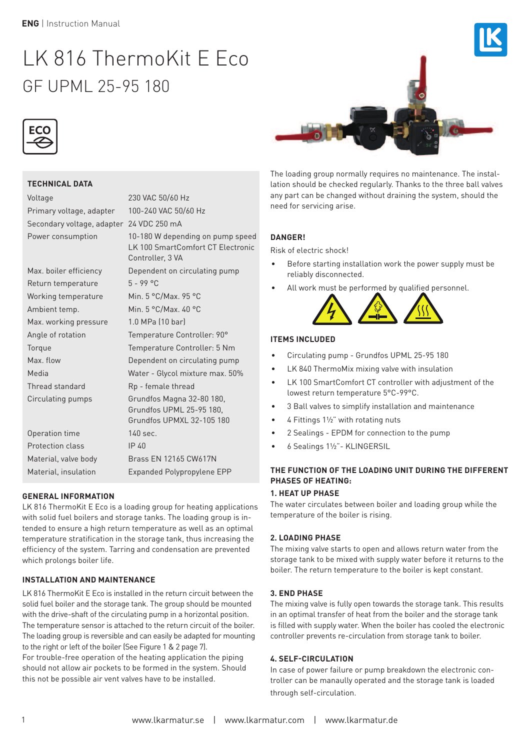# LK 816 ThermoKit E Eco

## GF UPML 25-95 180

ECO

### TECHNICAL DATA

| | |
|---|---|
| Voltage | 230 VAC 50/60 Hz |
| Primary voltage, adapter | 100-240 VAC 50/60 Hz |
| Secondary voltage, adapter | 24 VDC 250 mA |
| Power consumption | 10-180 W depending on pump speed LK 100 SmartComfort CT Electronic Controller, 3 VA |
| Max. boiler efficiency | Dependent on circulating pump |
| Return temperature | 5 - 99 °C |
| Working temperature | Min. 5 °C/Max. 95 °C |
| Ambient temp. | Min. 5 °C/Max. 40 °C |
| Max. working pressure | 1.0 MPa (10 bar) |
| Angle of rotation | Temperature Controller: 90° |
| Torque | Temperature Controller: 5 Nm |
| Max. flow | Dependent on circulating pump |
| Media | Water - Glycol mixture max. 50% |
| Thread standard | Rp - female thread |
| Circulating pumps | Grundfos Magna 32-80 180, Grundfos UPML 25-95 180, Grundfos UPMXL 32-105 180 |
| Operation time | 140 sec. |
| Protection class | IP 40 |
| Material, valve body | Brass EN 12165 CW617N |
| Material, insulation | Expanded Polypropylene EPP |

### GENERAL INFORMATION

LK 816 ThermoKit E Eco is a loading group for heating applications with solid fuel boilers and storage tanks. The loading group is intended to ensure a high return temperature as well as an optimal temperature stratification in the storage tank, thus increasing the efficiency of the system. Tarring and condensation are prevented which prolongs boiler life.

### INSTALLATION AND MAINTENANCE

LK 816 ThermoKit E Eco is installed in the return circuit between the solid fuel boiler and the storage tank. The group should be mounted with the drive-shaft of the circulating pump in a horizontal position. The temperature sensor is attached to the return circuit of the boiler. The loading group is reversible and can easily be adapted for mounting to the right or left of the boiler (See Figure 1 & 2 page 7).
For trouble-free operation of the heating application the piping should not allow air pockets to be formed in the system. Should this not be possible air vent valves have to be installed.

The loading group normally requires no maintenance. The installation should be checked regularly. Thanks to the three ball valves any part can be changed without draining the system, should the need for servicing arise.

### DANGER!

Risk of electric shock!

- Before starting installation work the power supply must be reliably disconnected.
- All work must be performed by qualified personnel.

### ITEMS INCLUDED

- Circulating pump - Grundfos UPML 25-95 180
- LK 840 ThermoMix mixing valve with insulation
- LK 100 SmartComfort CT controller with adjustment of the lowest return temperature 5°C-99°C.
- 3 Ball valves to simplify installation and maintenance
- 4 Fittings 1½" with rotating nuts
- 2 Sealings - EPDM for connection to the pump
- 6 Sealings 1½"- KLINGERSIL

### THE FUNCTION OF THE LOADING UNIT DURING THE DIFFERENT PHASES OF HEATING:

#### 1. HEAT UP PHASE

The water circulates between boiler and loading group while the temperature of the boiler is rising.

#### 2. LOADING PHASE

The mixing valve starts to open and allows return water from the storage tank to be mixed with supply water before it returns to the boiler. The return temperature to the boiler is kept constant.

#### 3. END PHASE

The mixing valve is fully open towards the storage tank. This results in an optimal transfer of heat from the boiler and the storage tank is filled with supply water. When the boiler has cooled the electronic controller prevents re-circulation from storage tank to boiler.

#### 4. SELF-CIRCULATION

In case of power failure or pump breakdown the electronic controller can be manaully operated and the storage tank is loaded through self-circulation.

www.lkarmatur.se | www.lkarmatur.com | www.lkarmatur.de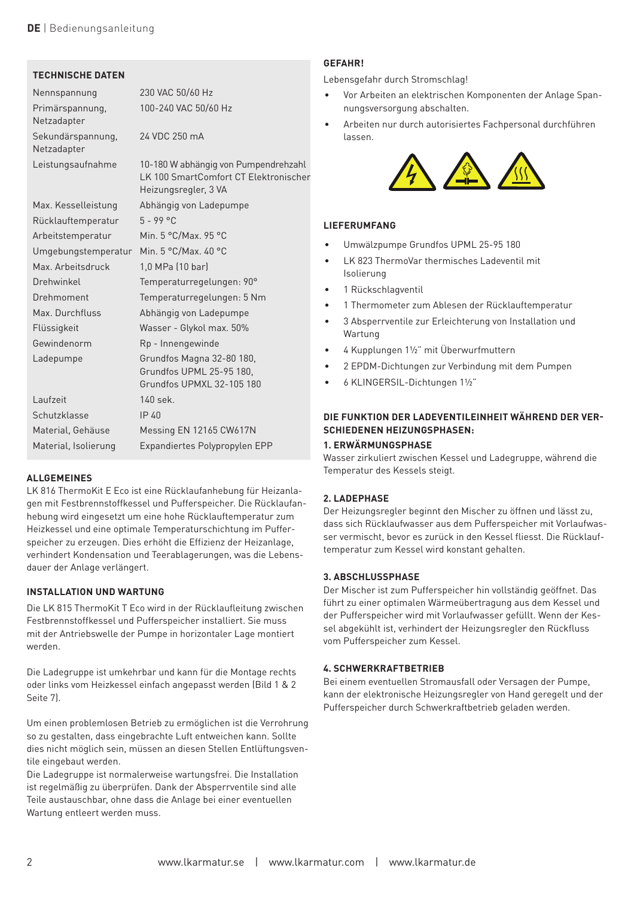## TECHNISCHE DATEN

| | |
|---|---|
| Nennspannung | 230 VAC 50/60 Hz |
| Primärspannung, Netzadapter | 100-240 VAC 50/60 Hz |
| Sekundärspannung, Netzadapter | 24 VDC 250 mA |
| Leistungsaufnahme | 10-180 W abhängig von Pumpendrehzahl LK 100 SmartComfort CT Elektronischer Heizungsregler, 3 VA |
| Max. Kesselleistung | Abhängig von Ladepumpe |
| Rücklauftemperatur | 5 - 99 °C |
| Arbeitstemperatur | Min. 5 °C/Max. 95 °C |
| Umgebungstemperatur | Min. 5 °C/Max. 40 °C |
| Max. Arbeitsdruck | 1,0 MPa (10 bar) |
| Drehwinkel | Temperaturregelungen: 90° |
| Drehmoment | Temperaturregelungen: 5 Nm |
| Max. Durchfluss | Abhängig von Ladepumpe |
| Flüssigkeit | Wasser - Glykol max. 50% |
| Gewindenorm | Rp - Innengewinde |
| Ladepumpe | Grundfos Magna 32-80 180, Grundfos UPML 25-95 180, Grundfos UPMXL 32-105 180 |
| Laufzeit | 140 sek. |
| Schutzklasse | IP 40 |
| Material, Gehäuse | Messing EN 12165 CW617N |
| Material, Isolierung | Expandiertes Polypropylen EPP |

## ALLGEMEINES

LK 816 ThermoKit E Eco ist eine Rücklaufanhebung für Heizanlagen mit Festbrennstoffkessel und Pufferspeicher. Die Rücklaufanhebung wird eingesetzt um eine hohe Rücklauftemperatur zum Heizkessel und eine optimale Temperaturschichtung im Pufferspeicher zu erzeugen. Dies erhöht die Effizienz der Heizanlage, verhindert Kondensation und Teerablagerungen, was die Lebensdauer der Anlage verlängert.

## INSTALLATION UND WARTUNG

Die LK 815 ThermoKit T Eco wird in der Rücklaufleitung zwischen Festbrennstoffkessel und Pufferspeicher installiert. Sie muss mit der Antriebswelle der Pumpe in horizontaler Lage montiert werden.

Die Ladegruppe ist umkehrbar und kann für die Montage rechts oder links vom Heizkessel einfach angepasst werden (Bild 1 & 2 Seite 7).

Um einen problemlosen Betrieb zu ermöglichen ist die Verrohrung so zu gestalten, dass eingebrachte Luft entweichen kann. Sollte dies nicht möglich sein, müssen an diesen Stellen Entlüftungsventile eingebaut werden.
Die Ladegruppe ist normalerweise wartungsfrei. Die Installation ist regelmäßig zu überprüfen. Dank der Absperrventile sind alle Teile austauschbar, ohne dass die Anlage bei einer eventuellen Wartung entleert werden muss.

## GEFAHR!

Lebensgefahr durch Stromschlag!

- Vor Arbeiten an elektrischen Komponenten der Anlage Spannungsversorgung abschalten.
- Arbeiten nur durch autorisiertes Fachpersonal durchführen lassen.

## LIEFERUMFANG

- Umwälzpumpe Grundfos UPML 25-95 180
- LK 823 ThermoVar thermisches Ladeventil mit Isolierung
- 1 Rückschlagventil
- 1 Thermometer zum Ablesen der Rücklauftemperatur
- 3 Absperrventile zur Erleichterung von Installation und Wartung
- 4 Kupplungen 1½" mit Überwurfmuttern
- 2 EPDM-Dichtungen zur Verbindung mit dem Pumpen
- 6 KLINGERSIL-Dichtungen 1½"

## DIE FUNKTION DER LADEVENTILEINHEIT WÄHREND DER VERSCHIEDENEN HEIZUNGSPHASEN:

### 1. ERWÄRMUNGSPHASE

Wasser zirkuliert zwischen Kessel und Ladegruppe, während die Temperatur des Kessels steigt.

### 2. LADEPHASE

Der Heizungsregler beginnt den Mischer zu öffnen und lässt zu, dass sich Rücklaufwasser aus dem Pufferspeicher mit Vorlaufwasser vermischt, bevor es zurück in den Kessel fliesst. Die Rücklauftemperatur zum Kessel wird konstant gehalten.

### 3. ABSCHLUSSPHASE

Der Mischer ist zum Pufferspeicher hin vollständig geöffnet. Das führt zu einer optimalen Wärmeübertragung aus dem Kessel und der Pufferspeicher wird mit Vorlaufwasser gefüllt. Wenn der Kessel abgekühlt ist, verhindert der Heizungsregler den Rückfluss vom Pufferspeicher zum Kessel.

### 4. SCHWERKRAFTBETRIEB

Bei einem eventuellen Stromausfall oder Versagen der Pumpe, kann der elektronische Heizungsregler von Hand geregelt und der Pufferspeicher durch Schwerkraftbetrieb geladen werden.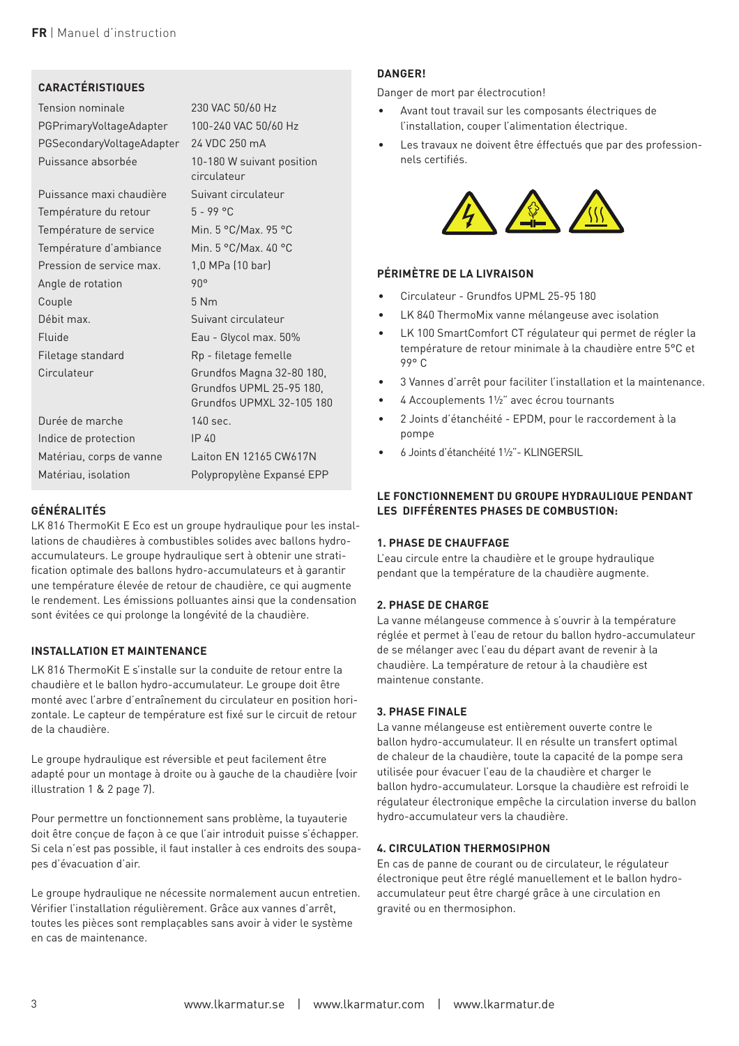## CARACTÉRISTIQUES

| | |
|---|---|
| Tension nominale | 230 VAC 50/60 Hz |
| PGPrimaryVoltageAdapter | 100-240 VAC 50/60 Hz |
| PGSecondaryVoltageAdapter | 24 VDC 250 mA |
| Puissance absorbée | 10-180 W suivant position circulateur |
| Puissance maxi chaudière | Suivant circulateur |
| Température du retour | 5 - 99 °C |
| Température de service | Min. 5 °C/Max. 95 °C |
| Température d'ambiance | Min. 5 °C/Max. 40 °C |
| Pression de service max. | 1,0 MPa (10 bar) |
| Angle de rotation | 90° |
| Couple | 5 Nm |
| Débit max. | Suivant circulateur |
| Fluide | Eau - Glycol max. 50% |
| Filetage standard | Rp - filetage femelle |
| Circulateur | Grundfos Magna 32-80 180, Grundfos UPML 25-95 180, Grundfos UPMXL 32-105 180 |
| Durée de marche | 140 sec. |
| Indice de protection | IP 40 |
| Matériau, corps de vanne | Laiton EN 12165 CW617N |
| Matériau, isolation | Polypropylène Expansé EPP |

## GÉNÉRALITÉS

LK 816 ThermoKit E Eco est un groupe hydraulique pour les installations de chaudières à combustibles solides avec ballons hydro-accumulateurs. Le groupe hydraulique sert à obtenir une stratification optimale des ballons hydro-accumulateurs et à garantir une température élevée de retour de chaudière, ce qui augmente le rendement. Les émissions polluantes ainsi que la condensation sont évitées ce qui prolonge la longévité de la chaudière.

## INSTALLATION ET MAINTENANCE

LK 816 ThermoKit E s'installe sur la conduite de retour entre la chaudière et le ballon hydro-accumulateur. Le groupe doit être monté avec l'arbre d'entraînement du circulateur en position horizontale. Le capteur de température est fixé sur le circuit de retour de la chaudière.

Le groupe hydraulique est réversible et peut facilement être adapté pour un montage à droite ou à gauche de la chaudière (voir illustration 1 & 2 page 7).

Pour permettre un fonctionnement sans problème, la tuyauterie doit être conçue de façon à ce que l'air introduit puisse s'échapper. Si cela n'est pas possible, il faut installer à ces endroits des soupapes d'évacuation d'air.

Le groupe hydraulique ne nécessite normalement aucun entretien. Vérifier l'installation régulièrement. Grâce aux vannes d'arrêt, toutes les pièces sont remplaçables sans avoir à vider le système en cas de maintenance.

## DANGER!

Danger de mort par électrocution!

- Avant tout travail sur les composants électriques de l'installation, couper l'alimentation électrique.
- Les travaux ne doivent être éffectués que par des professionnels certifiés.

## PÉRIMÈTRE DE LA LIVRAISON

- Circulateur - Grundfos UPML 25-95 180
- LK 840 ThermoMix vanne mélangeuse avec isolation
- LK 100 SmartComfort CT régulateur qui permet de régler la température de retour minimale à la chaudière entre 5°C et 99° C
- 3 Vannes d'arrêt pour faciliter l'installation et la maintenance.
- 4 Accouplements 1½" avec écrou tournants
- 2 Joints d'étanchéité - EPDM, pour le raccordement à la pompe
- 6 Joints d'étanchéité 1½"- KLINGERSIL

## LE FONCTIONNEMENT DU GROUPE HYDRAULIQUE PENDANT LES DIFFÉRENTES PHASES DE COMBUSTION:

### 1. PHASE DE CHAUFFAGE

L'eau circule entre la chaudière et le groupe hydraulique pendant que la température de la chaudière augmente.

### 2. PHASE DE CHARGE

La vanne mélangeuse commence à s'ouvrir à la température réglée et permet à l'eau de retour du ballon hydro-accumulateur de se mélanger avec l'eau du départ avant de revenir à la chaudière. La température de retour à la chaudière est maintenue constante.

### 3. PHASE FINALE

La vanne mélangeuse est entièrement ouverte contre le ballon hydro-accumulateur. Il en résulte un transfert optimal de chaleur de la chaudière, toute la capacité de la pompe sera utilisée pour évacuer l'eau de la chaudière et charger le ballon hydro-accumulateur. Lorsque la chaudière est refroidi le régulateur électronique empêche la circulation inverse du ballon hydro-accumulateur vers la chaudière.

### 4. CIRCULATION THERMOSIPHON

En cas de panne de courant ou de circulateur, le régulateur électronique peut être réglé manuellement et le ballon hydro-accumulateur peut être chargé grâce à une circulation en gravité ou en thermosiphon.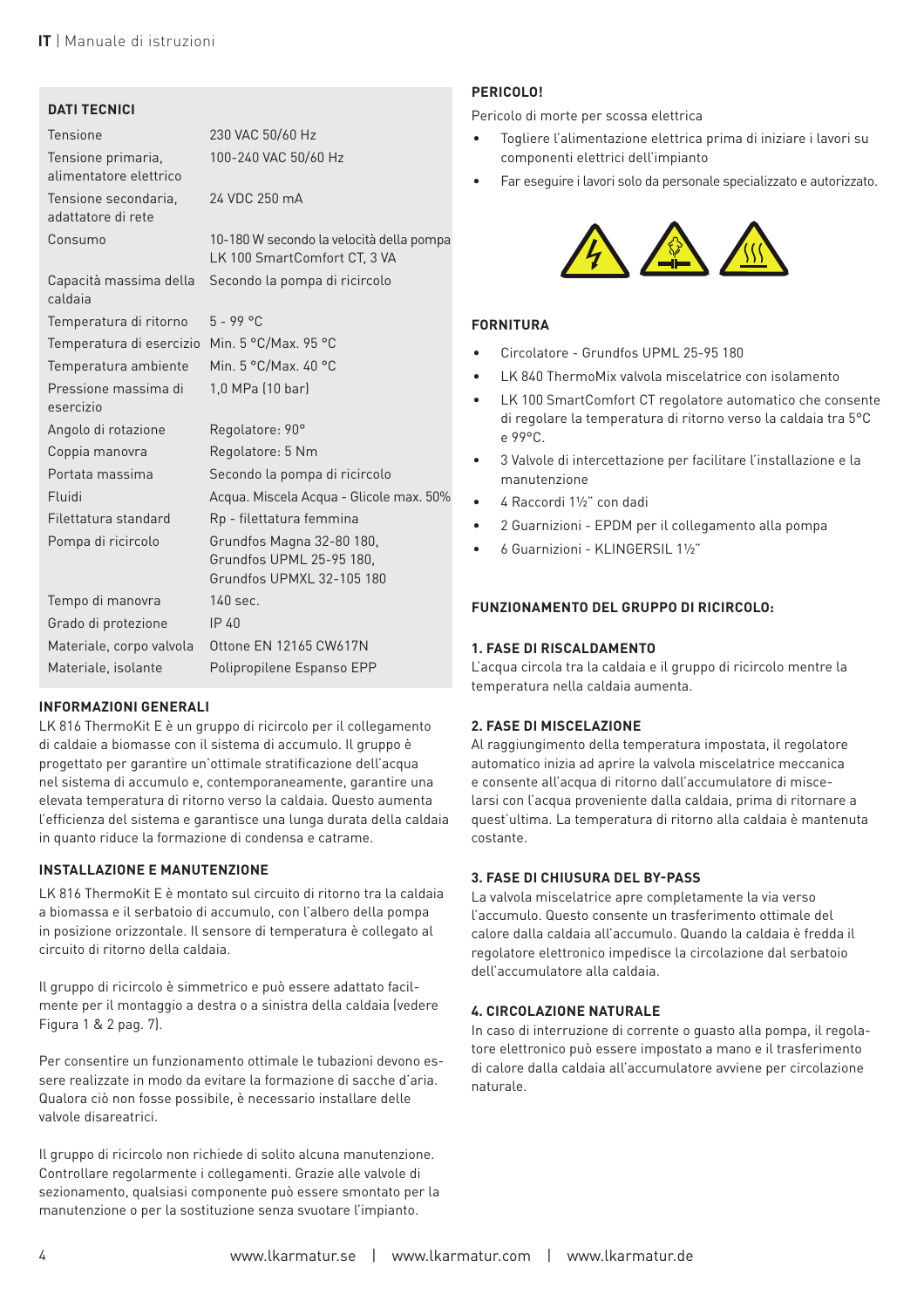## DATI TECNICI

| | |
|---|---|
| Tensione | 230 VAC 50/60 Hz |
| Tensione primaria, alimentatore elettrico | 100-240 VAC 50/60 Hz |
| Tensione secondaria, adattatore di rete | 24 VDC 250 mA |
| Consumo | 10-180 W secondo la velocità della pompa LK 100 SmartComfort CT, 3 VA |
| Capacità massima della caldaia | Secondo la pompa di ricircolo |
| Temperatura di ritorno | 5 - 99 °C |
| Temperatura di esercizio | Min. 5 °C/Max. 95 °C |
| Temperatura ambiente | Min. 5 °C/Max. 40 °C |
| Pressione massima di esercizio | 1,0 MPa (10 bar) |
| Angolo di rotazione | Regolatore: 90° |
| Coppia manovra | Regolatore: 5 Nm |
| Portata massima | Secondo la pompa di ricircolo |
| Fluidi | Acqua. Miscela Acqua - Glicole max. 50% |
| Filettatura standard | Rp - filettatura femmina |
| Pompa di ricircolo | Grundfos Magna 32-80 180, Grundfos UPML 25-95 180, Grundfos UPMXL 32-105 180 |
| Tempo di manovra | 140 sec. |
| Grado di protezione | IP 40 |
| Materiale, corpo valvola | Ottone EN 12165 CW617N |
| Materiale, isolante | Polipropilene Espanso EPP |

## INFORMAZIONI GENERALI

LK 816 ThermoKit E è un gruppo di ricircolo per il collegamento di caldaie a biomasse con il sistema di accumulo. Il gruppo è progettato per garantire un'ottimale stratificazione dell'acqua nel sistema di accumulo e, contemporaneamente, garantire una elevata temperatura di ritorno verso la caldaia. Questo aumenta l'efficienza del sistema e garantisce una lunga durata della caldaia in quanto riduce la formazione di condensa e catrame.

## INSTALLAZIONE E MANUTENZIONE

LK 816 ThermoKit E è montato sul circuito di ritorno tra la caldaia a biomassa e il serbatoio di accumulo, con l'albero della pompa in posizione orizzontale. Il sensore di temperatura è collegato al circuito di ritorno della caldaia.

Il gruppo di ricircolo è simmetrico e può essere adattato facilmente per il montaggio a destra o a sinistra della caldaia (vedere Figura 1 & 2 pag. 7).

Per consentire un funzionamento ottimale le tubazioni devono essere realizzate in modo da evitare la formazione di sacche d'aria. Qualora ciò non fosse possibile, è necessario installare delle valvole disareatrici.

Il gruppo di ricircolo non richiede di solito alcuna manutenzione. Controllare regolarmente i collegamenti. Grazie alle valvole di sezionamento, qualsiasi componente può essere smontato per la manutenzione o per la sostituzione senza svuotare l'impianto.

## PERICOLO!

Pericolo di morte per scossa elettrica

- Togliere l'alimentazione elettrica prima di iniziare i lavori su componenti elettrici dell'impianto
- Far eseguire i lavori solo da personale specializzato e autorizzato.

## FORNITURA

- Circolatore - Grundfos UPML 25-95 180
- LK 840 ThermoMix valvola miscelatrice con isolamento
- LK 100 SmartComfort CT regolatore automatico che consente di regolare la temperatura di ritorno verso la caldaia tra 5°C e 99°C.
- 3 Valvole di intercettazione per facilitare l'installazione e la manutenzione
- 4 Raccordi 1½" con dadi
- 2 Guarnizioni - EPDM per il collegamento alla pompa
- 6 Guarnizioni - KLINGERSIL 1½"

## FUNZIONAMENTO DEL GRUPPO DI RICIRCOLO:

### 1. FASE DI RISCALDAMENTO

L'acqua circola tra la caldaia e il gruppo di ricircolo mentre la temperatura nella caldaia aumenta.

### 2. FASE DI MISCELAZIONE

Al raggiungimento della temperatura impostata, il regolatore automatico inizia ad aprire la valvola miscelatrice meccanica e consente all'acqua di ritorno dall'accumulatore di miscelarsi con l'acqua proveniente dalla caldaia, prima di ritornare a quest'ultima. La temperatura di ritorno alla caldaia è mantenuta costante.

### 3. FASE DI CHIUSURA DEL BY-PASS

La valvola miscelatrice apre completamente la via verso l'accumulo. Questo consente un trasferimento ottimale del calore dalla caldaia all'accumulo. Quando la caldaia è fredda il regolatore elettronico impedisce la circolazione dal serbatoio dell'accumulatore alla caldaia.

### 4. CIRCOLAZIONE NATURALE

In caso di interruzione di corrente o guasto alla pompa, il regolatore elettronico può essere impostato a mano e il trasferimento di calore dalla caldaia all'accumulatore avviene per circolazione naturale.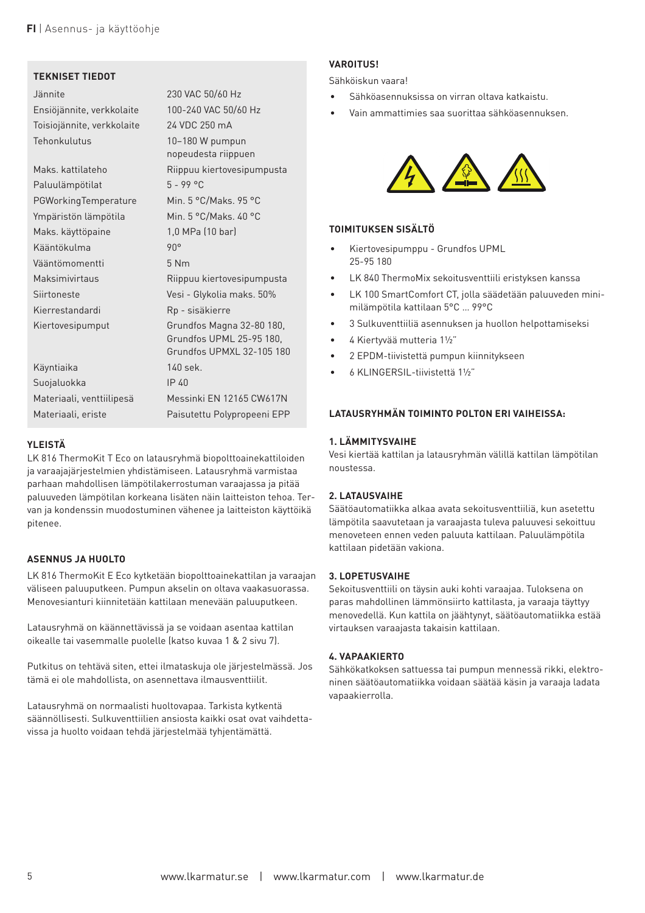## TEKNISET TIEDOT

| | |
|---|---|
| Jännite | 230 VAC 50/60 Hz |
| Ensiöjännite, verkkolaite | 100-240 VAC 50/60 Hz |
| Toisiojännite, verkkolaite | 24 VDC 250 mA |
| Tehonkulutus | 10–180 W pumpun nopeudesta riippuen |
| Maks. kattilateho | Riippuu kiertovesipumpusta |
| Paluulämpötilat | 5 - 99 °C |
| PGWorkingTemperature | Min. 5 °C/Maks. 95 °C |
| Ympäristön lämpötila | Min. 5 °C/Maks. 40 °C |
| Maks. käyttöpaine | 1,0 MPa (10 bar) |
| Kääntökulma | 90° |
| Vääntömomentti | 5 Nm |
| Maksimivirtaus | Riippuu kiertovesipumpusta |
| Siirtoneste | Vesi - Glykolia maks. 50% |
| Kierrestandardi | Rp - sisäkierre |
| Kiertovesipumput | Grundfos Magna 32-80 180, Grundfos UPML 25-95 180, Grundfos UPMXL 32-105 180 |
| Käyntiaika | 140 sek. |
| Suojaluokka | IP 40 |
| Materiaali, venttiilipesä | Messinki EN 12165 CW617N |
| Materiaali, eriste | Paisutettu Polypropeeni EPP |

## YLEISTÄ

LK 816 ThermoKit T Eco on latausryhmä biopolttoainekattiloiden ja varaajajärjestelmien yhdistämiseen. Latausryhmä varmistaa parhaan mahdollisen lämpötilakerrostuman varaajassa ja pitää paluuveden lämpötilan korkeana lisäten näin laitteiston tehoa. Tervan ja kondenssin muodostuminen vähenee ja laitteiston käyttöikä pitenee.

## ASENNUS JA HUOLTO

LK 816 ThermoKit E Eco kytketään biopolttoainekattilan ja varaajan väliseen paluuputkeen. Pumpun akselin on oltava vaakasuorassa. Menovesianturi kiinnitetään kattilaan menevään paluuputkeen.

Latausryhmä on käännettävissä ja se voidaan asentaa kattilan oikealle tai vasemmalle puolelle (katso kuvaa 1 & 2 sivu 7).

Putkitus on tehtävä siten, ettei ilmataskuja ole järjestelmässä. Jos tämä ei ole mahdollista, on asennettava ilmausventtiilit.

Latausryhmä on normaalisti huoltovapaa. Tarkista kytkentä säännöllisesti. Sulkuventtiilien ansiosta kaikki osat ovat vaihdettavissa ja huolto voidaan tehdä järjestelmää tyhjentämättä.

## VAROITUS!

Sähköiskun vaara!

- Sähköasennuksissa on virran oltava katkaistu.
- Vain ammattimies saa suorittaa sähköasennuksen.

## TOIMITUKSEN SISÄLTÖ

- Kiertovesipumppu - Grundfos UPML 25-95 180
- LK 840 ThermoMix sekoitusventtiili eristyksen kanssa
- LK 100 SmartComfort CT, jolla säädetään paluuveden minimilämpötila kattilaan 5°C ... 99°C
- 3 Sulkuventtiiliä asennuksen ja huollon helpottamiseksi
- 4 Kiertyvää mutteria 1½"
- 2 EPDM-tiivistettä pumpun kiinnitykseen
- 6 KLINGERSIL-tiivistettä 1½"

## LATAUSRYHMÄN TOIMINTO POLTON ERI VAIHEISSA:

### 1. LÄMMITYSVAIHE

Vesi kiertää kattilan ja latausryhmän välillä kattilan lämpötilan noustessa.

### 2. LATAUSVAIHE

Säätöautomatiikka alkaa avata sekoitusventtiiliä, kun asetettu lämpötila saavutetaan ja varaajasta tuleva paluuvesi sekoittuu menoveteen ennen veden paluuta kattilaan. Paluulämpötila kattilaan pidetään vakiona.

### 3. LOPETUSVAIHE

Sekoitusventtiili on täysin auki kohti varaajaa. Tuloksena on paras mahdollinen lämmönsiirto kattilasta, ja varaaja täyttyy menovedellä. Kun kattila on jäähtynyt, säätöautomatiikka estää virtauksen varaajasta takaisin kattilaan.

### 4. VAPAAKIERTO

Sähkökatkoksen sattuessa tai pumpun mennessä rikki, elektroninen säätöautomatiikka voidaan säätää käsin ja varaaja ladata vapaakierrolla.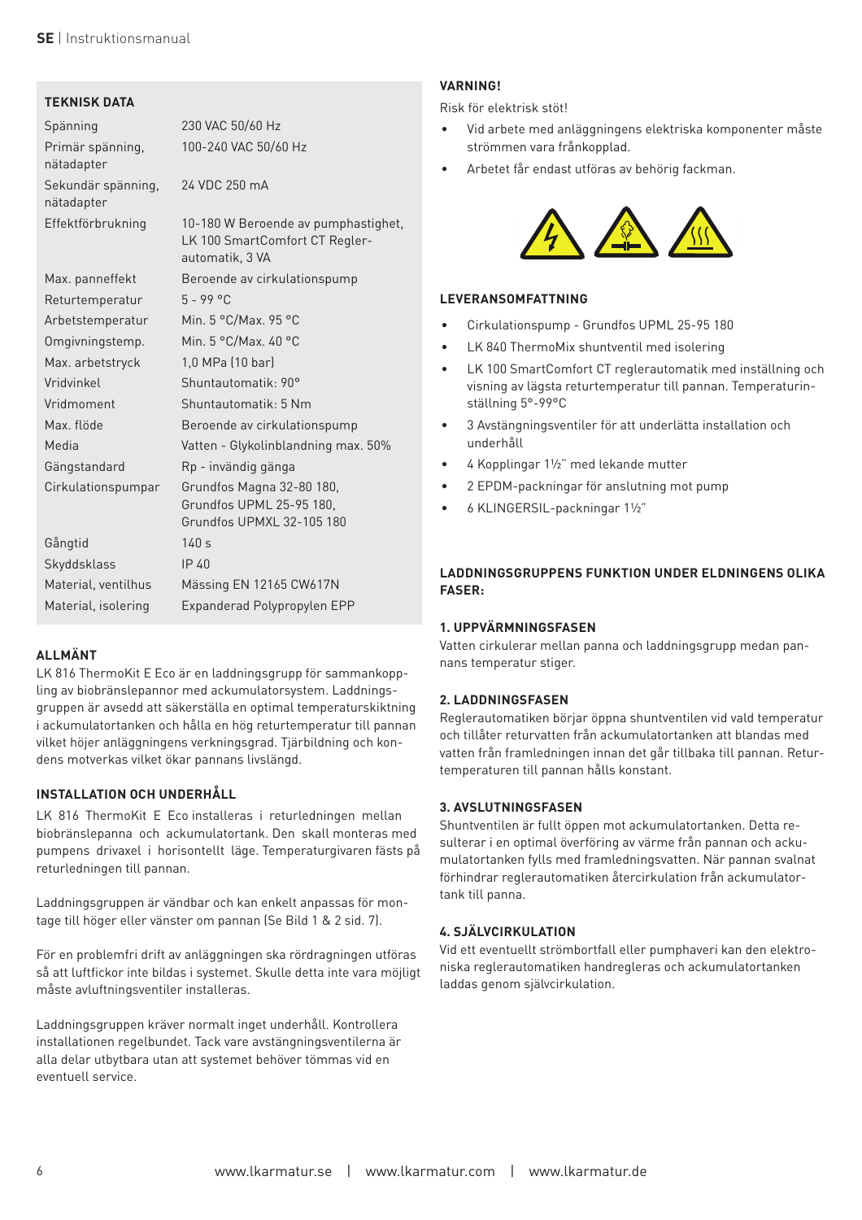## TEKNISK DATA

| | |
|---|---|
| Spänning | 230 VAC 50/60 Hz |
| Primär spänning, nätadapter | 100-240 VAC 50/60 Hz |
| Sekundär spänning, nätadapter | 24 VDC 250 mA |
| Effektförbrukning | 10-180 W Beroende av pumphastighet, LK 100 SmartComfort CT Reglerautomatik, 3 VA |
| Max. panneffekt | Beroende av cirkulationspump |
| Returtemperatur | 5 - 99 °C |
| Arbetstemperatur | Min. 5 °C/Max. 95 °C |
| Omgivningstemp. | Min. 5 °C/Max. 40 °C |
| Max. arbetstryck | 1,0 MPa (10 bar) |
| Vridvinkel | Shuntautomatik: 90° |
| Vridmoment | Shuntautomatik: 5 Nm |
| Max. flöde | Beroende av cirkulationspump |
| Media | Vatten - Glykolinblandning max. 50% |
| Gängstandard | Rp - invändig gänga |
| Cirkulationspumpar | Grundfos Magna 32-80 180, Grundfos UPML 25-95 180, Grundfos UPMXL 32-105 180 |
| Gångtid | 140 s |
| Skyddsklass | IP 40 |
| Material, ventilhus | Mässing EN 12165 CW617N |
| Material, isolering | Expanderad Polypropylen EPP |

## ALLMÄNT

LK 816 ThermoKit E Eco är en laddningsgrupp för sammankoppling av biobränslepannor med ackumulatorsystem. Laddningsgruppen är avsedd att säkerställa en optimal temperaturskiktning i ackumulatortanken och hålla en hög returtemperatur till pannan vilket höjer anläggningens verkningsgrad. Tjärbildning och kondens motverkas vilket ökar pannans livslängd.

## INSTALLATION OCH UNDERHÅLL

LK 816 ThermoKit E Eco installeras i returledningen mellan biobränslepanna och ackumulatortank. Den skall monteras med pumpens drivaxel i horisontellt läge. Temperaturgivaren fästs på returledningen till pannan.

Laddningsgruppen är vändbar och kan enkelt anpassas för montage till höger eller vänster om pannan (Se Bild 1 & 2 sid. 7).

För en problemfri drift av anläggningen ska rördragningen utföras så att luftfickor inte bildas i systemet. Skulle detta inte vara möjligt måste avluftningsventiler installeras.

Laddningsgruppen kräver normalt inget underhåll. Kontrollera installationen regelbundet. Tack vare avstängningsventilerna är alla delar utbytbara utan att systemet behöver tömmas vid en eventuell service.

## VARNING!

Risk för elektrisk stöt!

- Vid arbete med anläggningens elektriska komponenter måste strömmen vara frånkopplad.
- Arbetet får endast utföras av behörig fackman.

## LEVERANSOMFATTNING

- Cirkulationspump - Grundfos UPML 25-95 180
- LK 840 ThermoMix shuntventil med isolering
- LK 100 SmartComfort CT reglerautomatik med inställning och visning av lägsta returtemperatur till pannan. Temperaturinställning 5°-99°C
- 3 Avstängningsventiler för att underlätta installation och underhåll
- 4 Kopplingar 1½" med lekande mutter
- 2 EPDM-packningar för anslutning mot pump
- 6 KLINGERSIL-packningar 1½"

## LADDNINGSGRUPPENS FUNKTION UNDER ELDNINGENS OLIKA FASER:

### 1. UPPVÄRMNINGSFASEN

Vatten cirkulerar mellan panna och laddningsgrupp medan pannans temperatur stiger.

### 2. LADDNINGSFASEN

Reglerautomatiken börjar öppna shuntventilen vid vald temperatur och tillåter returvatten från ackumulatortanken att blandas med vatten från framledningen innan det går tillbaka till pannan. Returtemperaturen till pannan hålls konstant.

### 3. AVSLUTNINGSFASEN

Shuntventilen är fullt öppen mot ackumulatortanken. Detta resulterar i en optimal överföring av värme från pannan och ackumulatortanken fylls med framledningsvatten. När pannan svalnat förhindrar reglerautomatiken återcirkulation från ackumulatortank till panna.

### 4. SJÄLVCIRKULATION

Vid ett eventuellt strömbortfall eller pumphaveri kan den elektroniska reglerautomatiken handregleras och ackumulatortanken laddas genom självcirkulation.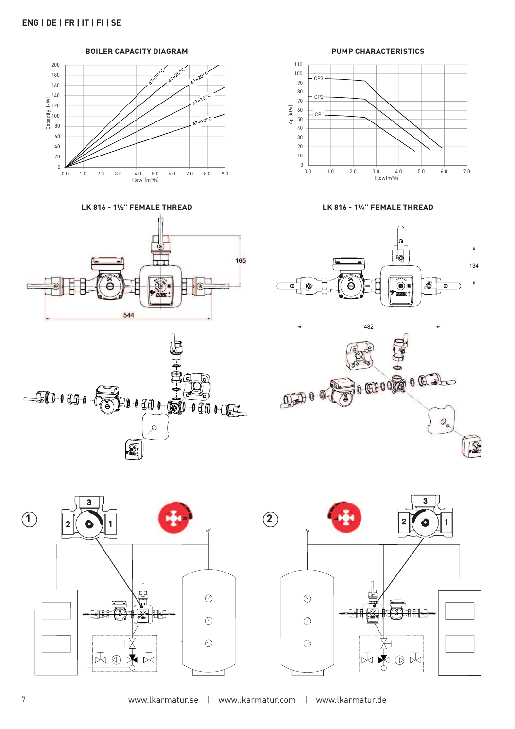ENG | DE | FR | IT | FI | SE

## BOILER CAPACITY DIAGRAM

Capacity [kW]

200, 180, 160, 140, 120, 100, 80, 60, 40, 20, 0

0.0, 1.0, 2.0, 3.0, 4.0, 5.0, 6.0, 7.0, 8.0, 9.0

Flow (m³/h)

ΔT=30°C, ΔT=25°C, ΔT=20°C, ΔT=15°C, ΔT=10°C

## PUMP CHARACTERISTICS

Δp [kPa]

110, 100, 90, 80, 70, 60, 50, 40, 30, 20, 10, 0

CP3, CP2, CP1

0.0, 1.0, 2.0, 3.0, 4.0, 5.0, 6.0, 7.0

Flow(m³/h)

## LK 816 - 1½" FEMALE THREAD

165

544

## LK 816 - 1¼" FEMALE THREAD

134

482

1

3, 2, 1

R

2

3, 2, 1

L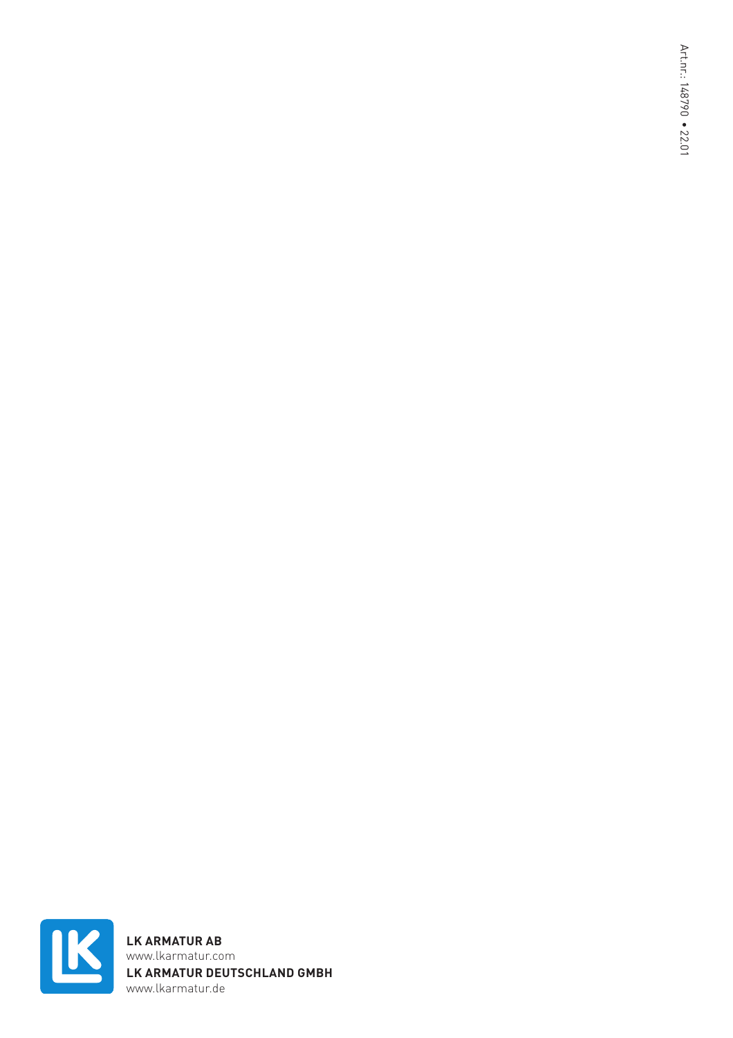Art.nr.: 148790 • 22.01

**LK ARMATUR AB**
www.lkarmatur.com
**LK ARMATUR DEUTSCHLAND GMBH**
www.lkarmatur.de